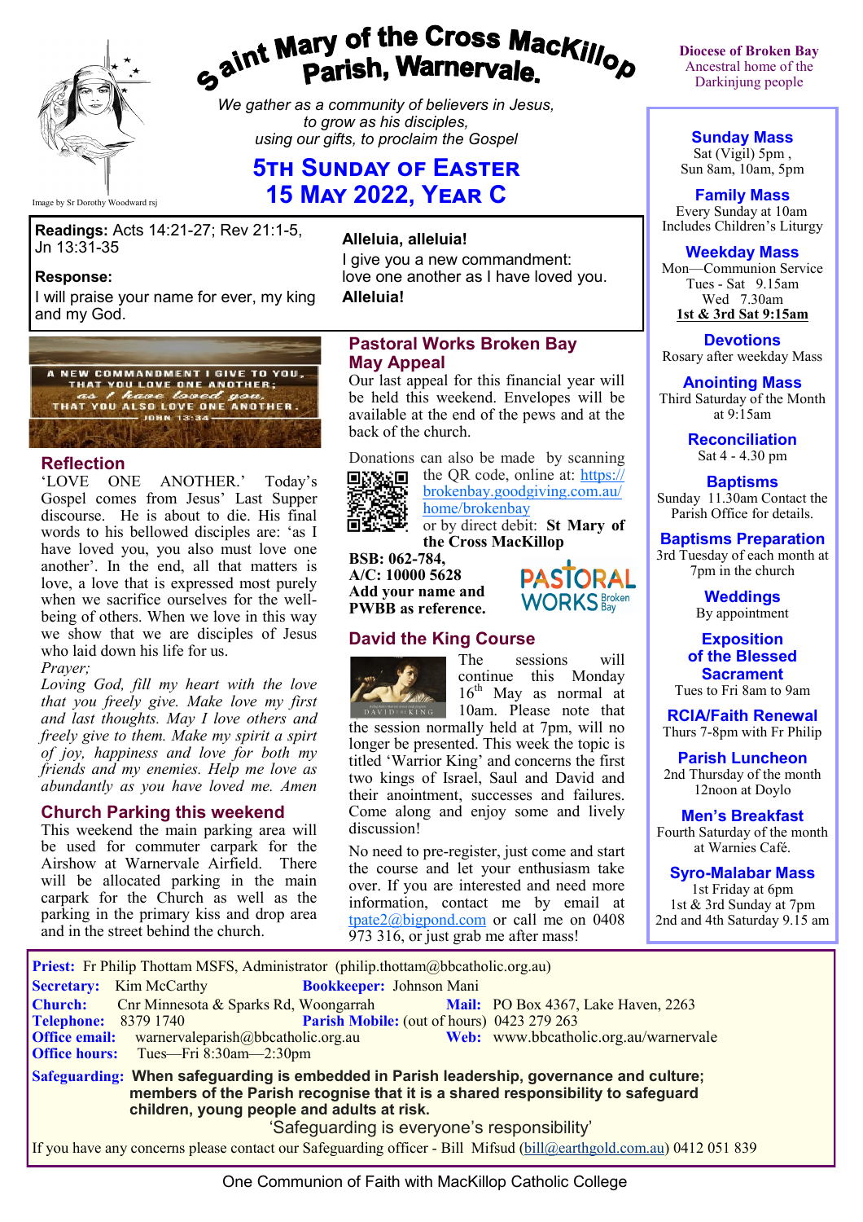# Saint Mary of the Cross MacKillop Parish, Warnervale.

Image by Sr Dorothy Woodward rsj

*We gather as a community of believers in Jesus, to grow as his disciples, using our gifts, to proclaim the Gospel*

## 5th Sunday of Easter
## 15 May 2022, Year C

Diocese of Broken Bay
Ancestral home of the Darkinjung people

**Readings:** Acts 14:21-27; Rev 21:1-5, Jn 13:31-35

**Response:**
I will praise your name for ever, my king and my God.

**Alleluia, alleluia!**
I give you a new commandment:
love one another as I have loved you.
**Alleluia!**

A NEW COMMANDMENT I GIVE TO YOU, THAT YOU LOVE ONE ANOTHER; *as I have loved you,* THAT YOU ALSO LOVE ONE ANOTHER. JOHN 13:34

### Reflection

'LOVE ONE ANOTHER.' Today's Gospel comes from Jesus' Last Supper discourse. He is about to die. His final words to his bellowed disciples are: 'as I have loved you, you also must love one another'. In the end, all that matters is love, a love that is expressed most purely when we sacrifice ourselves for the well-being of others. When we love in this way we show that we are disciples of Jesus who laid down his life for us.

*Prayer;*
*Loving God, fill my heart with the love that you freely give. Make love my first and last thoughts. May I love others and freely give to them. Make my spirit a spirt of joy, happiness and love for both my friends and my enemies. Help me love as abundantly as you have loved me. Amen*

### Church Parking this weekend

This weekend the main parking area will be used for commuter carpark for the Airshow at Warnervale Airfield. There will be allocated parking in the main carpark for the Church as well as the parking in the primary kiss and drop area and in the street behind the church.

### Pastoral Works Broken Bay May Appeal

Our last appeal for this financial year will be held this weekend. Envelopes will be available at the end of the pews and at the back of the church.

Donations can also be made by scanning the QR code, online at: https://brokenbay.goodgiving.com.au/home/brokenbay or by direct debit: **St Mary of the Cross MacKillop**
**BSB: 062-784,**
**A/C: 10000 5628**
**Add your name and PWBB as reference.**

PASTORAL WORKS Broken Bay

### David the King Course

The sessions will continue this Monday 16th May as normal at 10am. Please note that the session normally held at 7pm, will no longer be presented. This week the topic is titled 'Warrior King' and concerns the first two kings of Israel, Saul and David and their anointment, successes and failures. Come along and enjoy some and lively discussion!

No need to pre-register, just come and start the course and let your enthusiasm take over. If you are interested and need more information, contact me by email at tpate2@bigpond.com or call me on 0408 973 316, or just grab me after mass!

### Sunday Mass
Sat (Vigil) 5pm ,
Sun 8am, 10am, 5pm

### Family Mass
Every Sunday at 10am
Includes Children's Liturgy

### Weekday Mass
Mon—Communion Service
Tues - Sat 9.15am
Wed 7.30am
**1st & 3rd Sat 9:15am**

### Devotions
Rosary after weekday Mass

### Anointing Mass
Third Saturday of the Month at 9:15am

### Reconciliation
Sat 4 - 4.30 pm

### Baptisms
Sunday 11.30am Contact the Parish Office for details.

### Baptisms Preparation
3rd Tuesday of each month at 7pm in the church

### Weddings
By appointment

### Exposition of the Blessed Sacrament
Tues to Fri 8am to 9am

### RCIA/Faith Renewal
Thurs 7-8pm with Fr Philip

### Parish Luncheon
2nd Thursday of the month 12noon at Doylo

### Men's Breakfast
Fourth Saturday of the month at Warnies Café.

### Syro-Malabar Mass
1st Friday at 6pm
1st & 3rd Sunday at 7pm
2nd and 4th Saturday 9.15 am

**Priest:** Fr Philip Thottam MSFS, Administrator (philip.thottam@bbcatholic.org.au)
**Secretary:** Kim McCarthy **Bookkeeper:** Johnson Mani
**Church:** Cnr Minnesota & Sparks Rd, Woongarrah **Mail:** PO Box 4367, Lake Haven, 2263
**Telephone:** 8379 1740 **Parish Mobile:** (out of hours) 0423 279 263
**Office email:** warnervaleparish@bbcatholic.org.au **Web:** www.bbcatholic.org.au/warnervale
**Office hours:** Tues—Fri 8:30am—2:30pm

**Safeguarding: When safeguarding is embedded in Parish leadership, governance and culture; members of the Parish recognise that it is a shared responsibility to safeguard children, young people and adults at risk.**
'Safeguarding is everyone's responsibility'
If you have any concerns please contact our Safeguarding officer - Bill Mifsud (bill@earthgold.com.au) 0412 051 839

One Communion of Faith with MacKillop Catholic College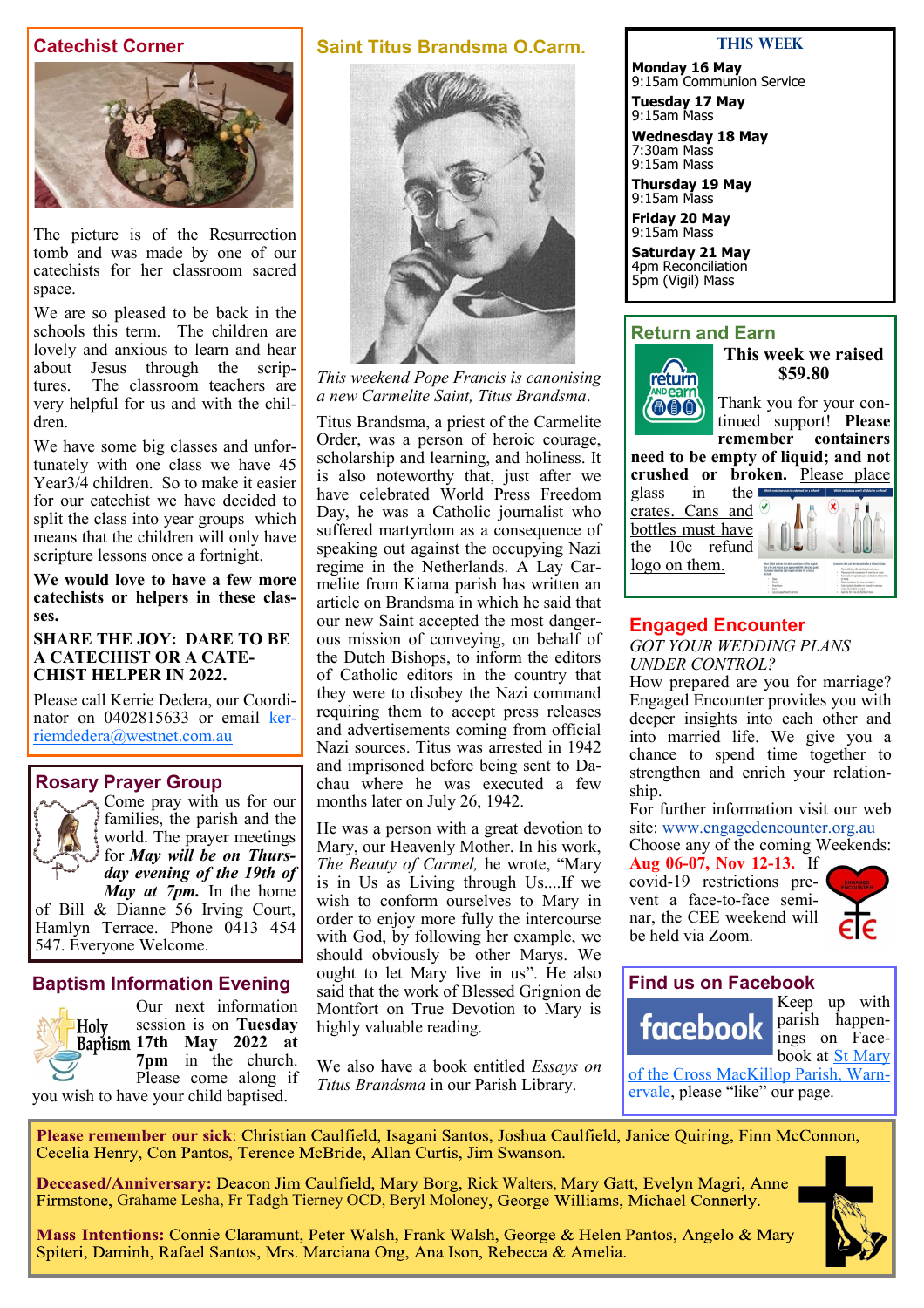## Catechist Corner

The picture is of the Resurrection tomb and was made by one of our catechists for her classroom sacred space.

We are so pleased to be back in the schools this term. The children are lovely and anxious to learn and hear about Jesus through the scriptures. The classroom teachers are very helpful for us and with the children.

We have some big classes and unfortunately with one class we have 45 Year3/4 children. So to make it easier for our catechist we have decided to split the class into year groups which means that the children will only have scripture lessons once a fortnight.

**We would love to have a few more catechists or helpers in these classes.**

**SHARE THE JOY: DARE TO BE A CATECHIST OR A CATECHIST HELPER IN 2022.**

Please call Kerrie Dedera, our Coordinator on 0402815633 or email kerriemdedera@westnet.com.au

## Rosary Prayer Group

Come pray with us for our families, the parish and the world. The prayer meetings for *May will be on Thursday evening of the 19th of May at 7pm.* In the home of Bill & Dianne 56 Irving Court, Hamlyn Terrace. Phone 0413 454 547. Everyone Welcome.

## Baptism Information Evening

Our next information session is on **Tuesday 17th May 2022 at 7pm** in the church. Please come along if you wish to have your child baptised.

## Saint Titus Brandsma O.Carm.

*This weekend Pope Francis is canonising a new Carmelite Saint, Titus Brandsma.*

Titus Brandsma, a priest of the Carmelite Order, was a person of heroic courage, scholarship and learning, and holiness. It is also noteworthy that, just after we have celebrated World Press Freedom Day, he was a Catholic journalist who suffered martyrdom as a consequence of speaking out against the occupying Nazi regime in the Netherlands. A Lay Carmelite from Kiama parish has written an article on Brandsma in which he said that our new Saint accepted the most dangerous mission of conveying, on behalf of the Dutch Bishops, to inform the editors of Catholic editors in the country that they were to disobey the Nazi command requiring them to accept press releases and advertisements coming from official Nazi sources. Titus was arrested in 1942 and imprisoned before being sent to Dachau where he was executed a few months later on July 26, 1942.

He was a person with a great devotion to Mary, our Heavenly Mother. In his work, *The Beauty of Carmel,* he wrote, "Mary is in Us as Living through Us....If we wish to conform ourselves to Mary in order to enjoy more fully the intercourse with God, by following her example, we should obviously be other Marys. We ought to let Mary live in us". He also said that the work of Blessed Grignion de Montfort on True Devotion to Mary is highly valuable reading.

We also have a book entitled *Essays on Titus Brandsma* in our Parish Library.

## THIS WEEK

**Monday 16 May**
9:15am Communion Service

**Tuesday 17 May**
9:15am Mass

**Wednesday 18 May**
7:30am Mass
9:15am Mass

**Thursday 19 May**
9:15am Mass

**Friday 20 May**
9:15am Mass

**Saturday 21 May**
4pm Reconciliation
5pm (Vigil) Mass

## Return and Earn

**This week we raised $59.80**

Thank you for your continued support! **Please remember containers need to be empty of liquid; and not crushed or broken.** Please place glass in the crates. Cans and bottles must have the 10c refund logo on them.

## Engaged Encounter

*GOT YOUR WEDDING PLANS UNDER CONTROL?*

How prepared are you for marriage? Engaged Encounter provides you with deeper insights into each other and into married life. We give you a chance to spend time together to strengthen and enrich your relationship.

For further information visit our web site: www.engagedencounter.org.au

Choose any of the coming Weekends: **Aug 06-07, Nov 12-13.** If covid-19 restrictions prevent a face-to-face seminar, the CEE weekend will be held via Zoom.

## Find us on Facebook

Keep up with parish happenings on Facebook at St Mary of the Cross MacKillop Parish, Warnervale, please "like" our page.

**Please remember our sick**: Christian Caulfield, Isagani Santos, Joshua Caulfield, Janice Quiring, Finn McConnon, Cecelia Henry, Con Pantos, Terence McBride, Allan Curtis, Jim Swanson.

**Deceased/Anniversary:** Deacon Jim Caulfield, Mary Borg, Rick Walters, Mary Gatt, Evelyn Magri, Anne Firmstone, Grahame Lesha, Fr Tadgh Tierney OCD, Beryl Moloney, George Williams, Michael Connerly.

**Mass Intentions:** Connie Claramunt, Peter Walsh, Frank Walsh, George & Helen Pantos, Angelo & Mary Spiteri, Daminh, Rafael Santos, Mrs. Marciana Ong, Ana Ison, Rebecca & Amelia.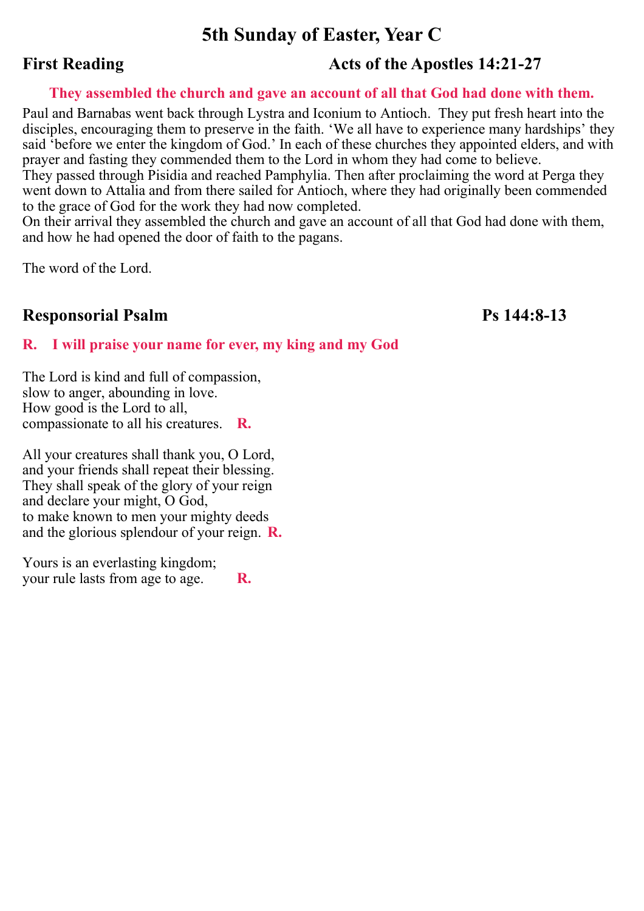# 5th Sunday of Easter, Year C

## First Reading — Acts of the Apostles 14:21-27

**They assembled the church and gave an account of all that God had done with them.**

Paul and Barnabas went back through Lystra and Iconium to Antioch. They put fresh heart into the disciples, encouraging them to preserve in the faith. 'We all have to experience many hardships' they said 'before we enter the kingdom of God.' In each of these churches they appointed elders, and with prayer and fasting they commended them to the Lord in whom they had come to believe.
They passed through Pisidia and reached Pamphylia. Then after proclaiming the word at Perga they went down to Attalia and from there sailed for Antioch, where they had originally been commended to the grace of God for the work they had now completed.
On their arrival they assembled the church and gave an account of all that God had done with them, and how he had opened the door of faith to the pagans.

The word of the Lord.

## Responsorial Psalm — Ps 144:8-13

**R. I will praise your name for ever, my king and my God**

The Lord is kind and full of compassion,
slow to anger, abounding in love.
How good is the Lord to all,
compassionate to all his creatures. **R.**

All your creatures shall thank you, O Lord,
and your friends shall repeat their blessing.
They shall speak of the glory of your reign
and declare your might, O God,
to make known to men your mighty deeds
and the glorious splendour of your reign. **R.**

Yours is an everlasting kingdom;
your rule lasts from age to age. **R.**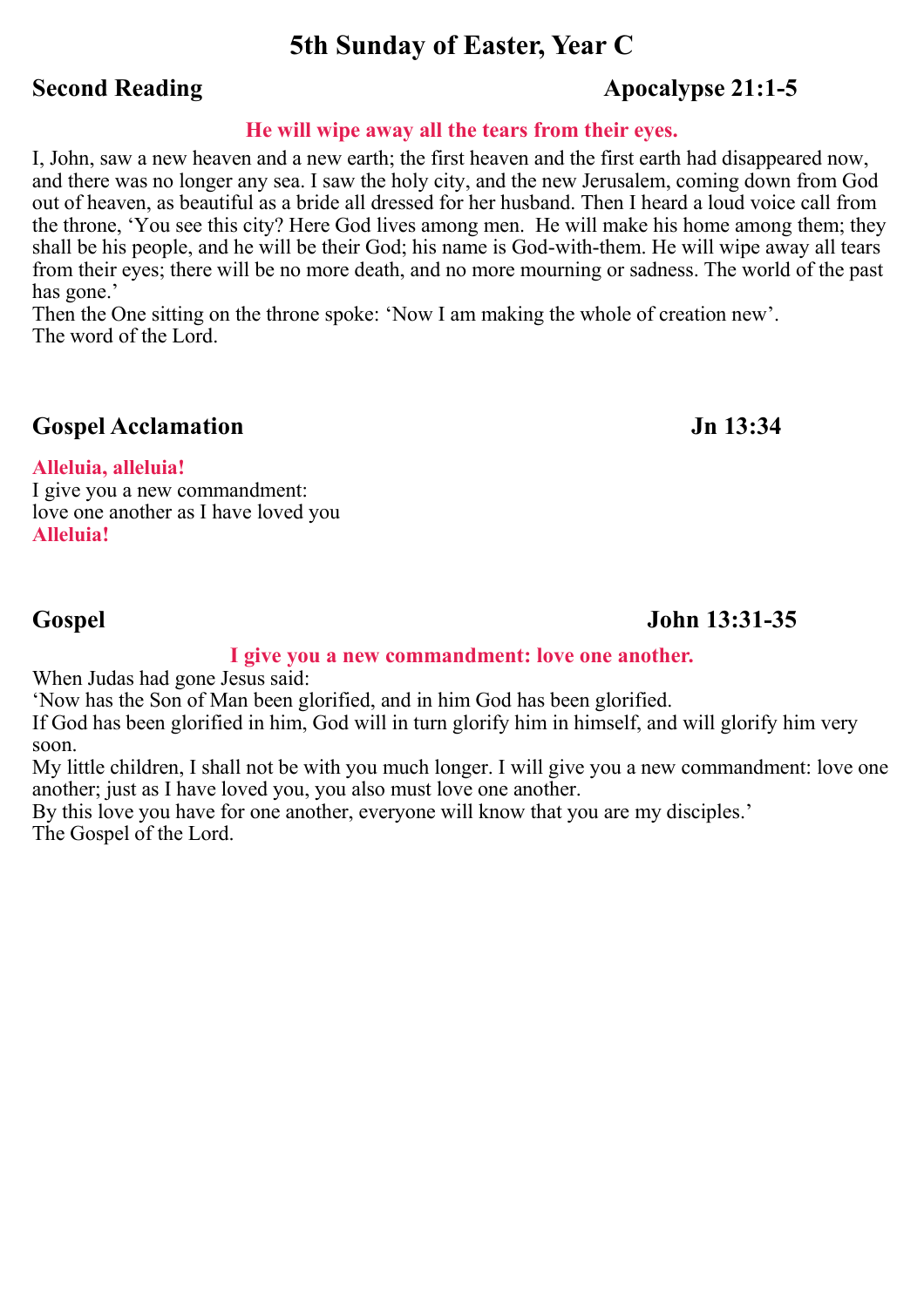# 5th Sunday of Easter, Year C

## Second Reading — Apocalypse 21:1-5

**He will wipe away all the tears from their eyes.**

I, John, saw a new heaven and a new earth; the first heaven and the first earth had disappeared now, and there was no longer any sea. I saw the holy city, and the new Jerusalem, coming down from God out of heaven, as beautiful as a bride all dressed for her husband. Then I heard a loud voice call from the throne, 'You see this city? Here God lives among men. He will make his home among them; they shall be his people, and he will be their God; his name is God-with-them. He will wipe away all tears from their eyes; there will be no more death, and no more mourning or sadness. The world of the past has gone.'
Then the One sitting on the throne spoke: 'Now I am making the whole of creation new'.
The word of the Lord.

## Gospel Acclamation — Jn 13:34

**Alleluia, alleluia!**
I give you a new commandment:
love one another as I have loved you
**Alleluia!**

## Gospel — John 13:31-35

**I give you a new commandment: love one another.**

When Judas had gone Jesus said:
'Now has the Son of Man been glorified, and in him God has been glorified.
If God has been glorified in him, God will in turn glorify him in himself, and will glorify him very soon.
My little children, I shall not be with you much longer. I will give you a new commandment: love one another; just as I have loved you, you also must love one another.
By this love you have for one another, everyone will know that you are my disciples.'
The Gospel of the Lord.